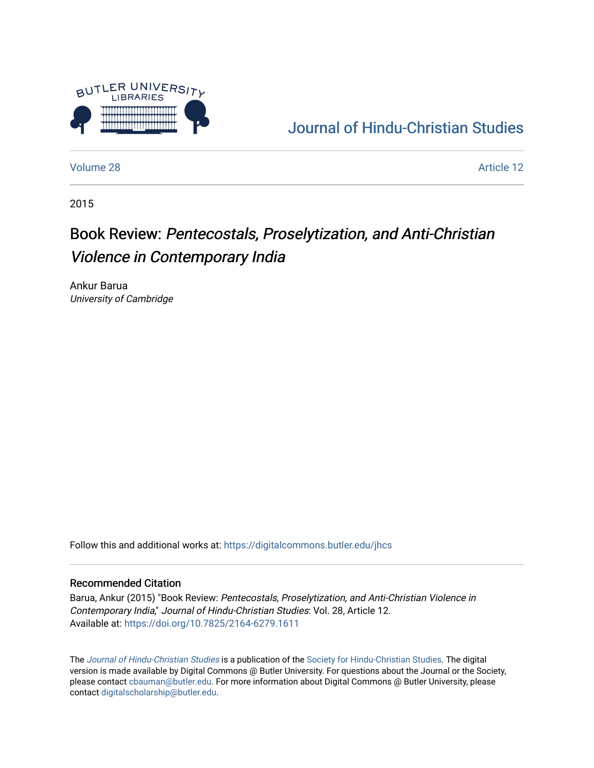Journal of Hindu-Christian Studies

Volume 28 | Article 12

2015

# Book Review: *Pentecostals, Proselytization, and Anti-Christian Violence in Contemporary India*

Ankur Barua
*University of Cambridge*

Follow this and additional works at: https://digitalcommons.butler.edu/jhcs

## Recommended Citation

Barua, Ankur (2015) "Book Review: *Pentecostals, Proselytization, and Anti-Christian Violence in Contemporary India*," *Journal of Hindu-Christian Studies*: Vol. 28, Article 12.
Available at: https://doi.org/10.7825/2164-6279.1611

The *Journal of Hindu-Christian Studies* is a publication of the Society for Hindu-Christian Studies. The digital version is made available by Digital Commons @ Butler University. For questions about the Journal or the Society, please contact cbauman@butler.edu. For more information about Digital Commons @ Butler University, please contact digitalscholarship@butler.edu.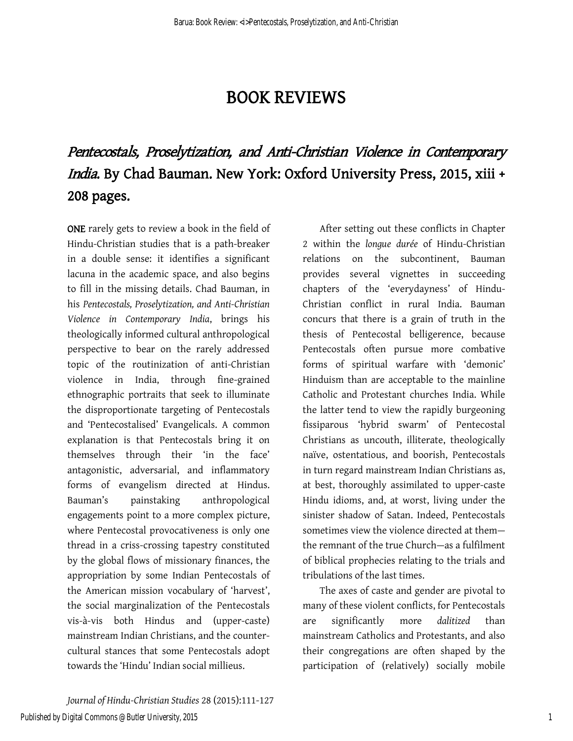# BOOK REVIEWS

## *Pentecostals, Proselytization, and Anti-Christian Violence in Contemporary India.* By Chad Bauman. New York: Oxford University Press, 2015, xiii + 208 pages.

**ONE** rarely gets to review a book in the field of Hindu-Christian studies that is a path-breaker in a double sense: it identifies a significant lacuna in the academic space, and also begins to fill in the missing details. Chad Bauman, in his *Pentecostals, Proselytization, and Anti-Christian Violence in Contemporary India*, brings his theologically informed cultural anthropological perspective to bear on the rarely addressed topic of the routinization of anti-Christian violence in India, through fine-grained ethnographic portraits that seek to illuminate the disproportionate targeting of Pentecostals and 'Pentecostalised' Evangelicals. A common explanation is that Pentecostals bring it on themselves through their 'in the face' antagonistic, adversarial, and inflammatory forms of evangelism directed at Hindus. Bauman's painstaking anthropological engagements point to a more complex picture, where Pentecostal provocativeness is only one thread in a criss-crossing tapestry constituted by the global flows of missionary finances, the appropriation by some Indian Pentecostals of the American mission vocabulary of 'harvest', the social marginalization of the Pentecostals vis-à-vis both Hindus and (upper-caste) mainstream Indian Christians, and the counter-cultural stances that some Pentecostals adopt towards the 'Hindu' Indian social millieus.

After setting out these conflicts in Chapter 2 within the *longue durée* of Hindu-Christian relations on the subcontinent, Bauman provides several vignettes in succeeding chapters of the 'everydayness' of Hindu-Christian conflict in rural India. Bauman concurs that there is a grain of truth in the thesis of Pentecostal belligerence, because Pentecostals often pursue more combative forms of spiritual warfare with 'demonic' Hinduism than are acceptable to the mainline Catholic and Protestant churches India. While the latter tend to view the rapidly burgeoning fissiparous 'hybrid swarm' of Pentecostal Christians as uncouth, illiterate, theologically naïve, ostentatious, and boorish, Pentecostals in turn regard mainstream Indian Christians as, at best, thoroughly assimilated to upper-caste Hindu idioms, and, at worst, living under the sinister shadow of Satan. Indeed, Pentecostals sometimes view the violence directed at them—the remnant of the true Church—as a fulfilment of biblical prophecies relating to the trials and tribulations of the last times.

The axes of caste and gender are pivotal to many of these violent conflicts, for Pentecostals are significantly more *dalitized* than mainstream Catholics and Protestants, and also their congregations are often shaped by the participation of (relatively) socially mobile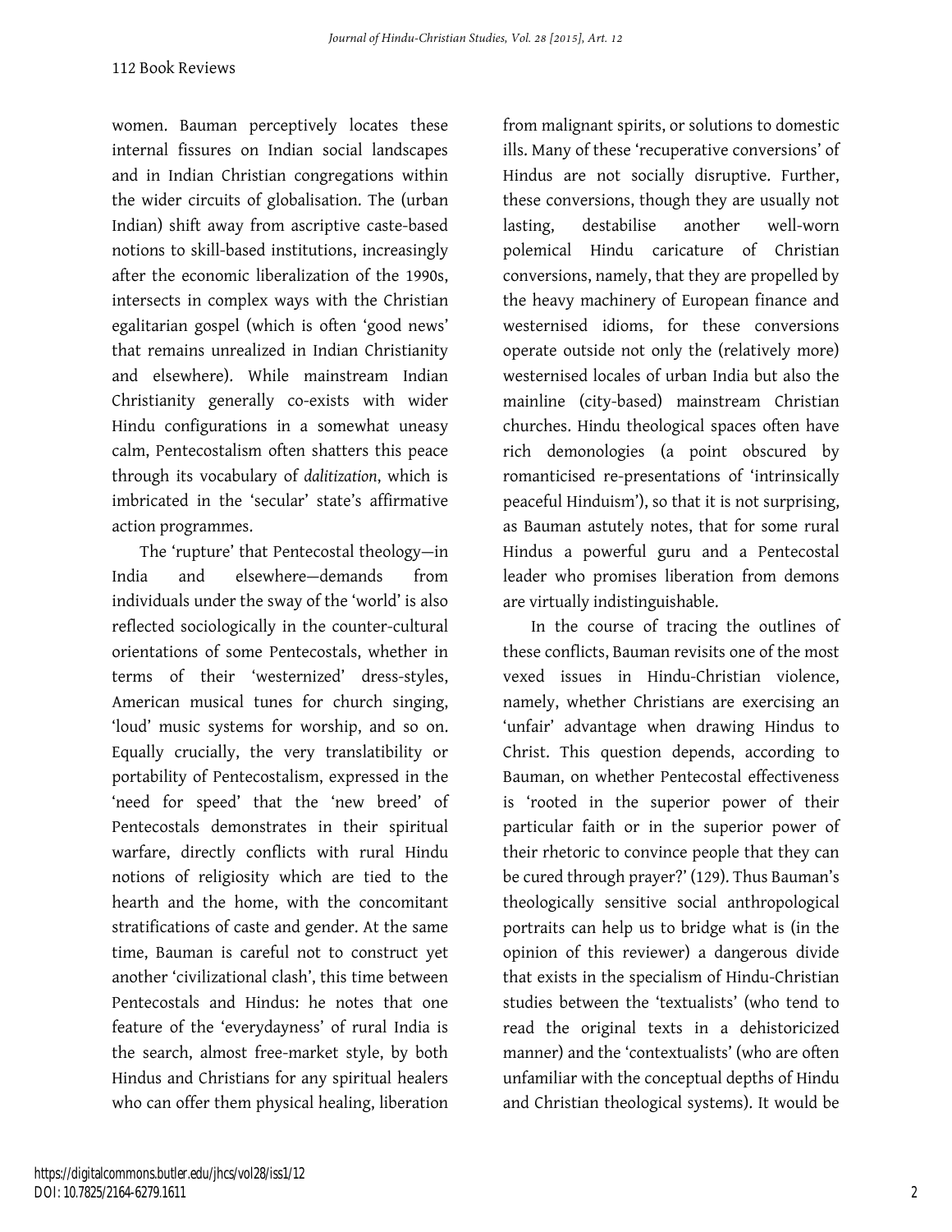women. Bauman perceptively locates these internal fissures on Indian social landscapes and in Indian Christian congregations within the wider circuits of globalisation. The (urban Indian) shift away from ascriptive caste-based notions to skill-based institutions, increasingly after the economic liberalization of the 1990s, intersects in complex ways with the Christian egalitarian gospel (which is often 'good news' that remains unrealized in Indian Christianity and elsewhere). While mainstream Indian Christianity generally co-exists with wider Hindu configurations in a somewhat uneasy calm, Pentecostalism often shatters this peace through its vocabulary of *dalitization*, which is imbricated in the 'secular' state's affirmative action programmes.

The 'rupture' that Pentecostal theology—in India and elsewhere—demands from individuals under the sway of the 'world' is also reflected sociologically in the counter-cultural orientations of some Pentecostals, whether in terms of their 'westernized' dress-styles, American musical tunes for church singing, 'loud' music systems for worship, and so on. Equally crucially, the very translatibility or portability of Pentecostalism, expressed in the 'need for speed' that the 'new breed' of Pentecostals demonstrates in their spiritual warfare, directly conflicts with rural Hindu notions of religiosity which are tied to the hearth and the home, with the concomitant stratifications of caste and gender. At the same time, Bauman is careful not to construct yet another 'civilizational clash', this time between Pentecostals and Hindus: he notes that one feature of the 'everydayness' of rural India is the search, almost free-market style, by both Hindus and Christians for any spiritual healers who can offer them physical healing, liberation from malignant spirits, or solutions to domestic ills. Many of these 'recuperative conversions' of Hindus are not socially disruptive. Further, these conversions, though they are usually not lasting, destabilise another well-worn polemical Hindu caricature of Christian conversions, namely, that they are propelled by the heavy machinery of European finance and westernised idioms, for these conversions operate outside not only the (relatively more) westernised locales of urban India but also the mainline (city-based) mainstream Christian churches. Hindu theological spaces often have rich demonologies (a point obscured by romanticised re-presentations of 'intrinsically peaceful Hinduism'), so that it is not surprising, as Bauman astutely notes, that for some rural Hindus a powerful guru and a Pentecostal leader who promises liberation from demons are virtually indistinguishable.

In the course of tracing the outlines of these conflicts, Bauman revisits one of the most vexed issues in Hindu-Christian violence, namely, whether Christians are exercising an 'unfair' advantage when drawing Hindus to Christ. This question depends, according to Bauman, on whether Pentecostal effectiveness is 'rooted in the superior power of their particular faith or in the superior power of their rhetoric to convince people that they can be cured through prayer?' (129). Thus Bauman's theologically sensitive social anthropological portraits can help us to bridge what is (in the opinion of this reviewer) a dangerous divide that exists in the specialism of Hindu-Christian studies between the 'textualists' (who tend to read the original texts in a dehistoricized manner) and the 'contextualists' (who are often unfamiliar with the conceptual depths of Hindu and Christian theological systems). It would be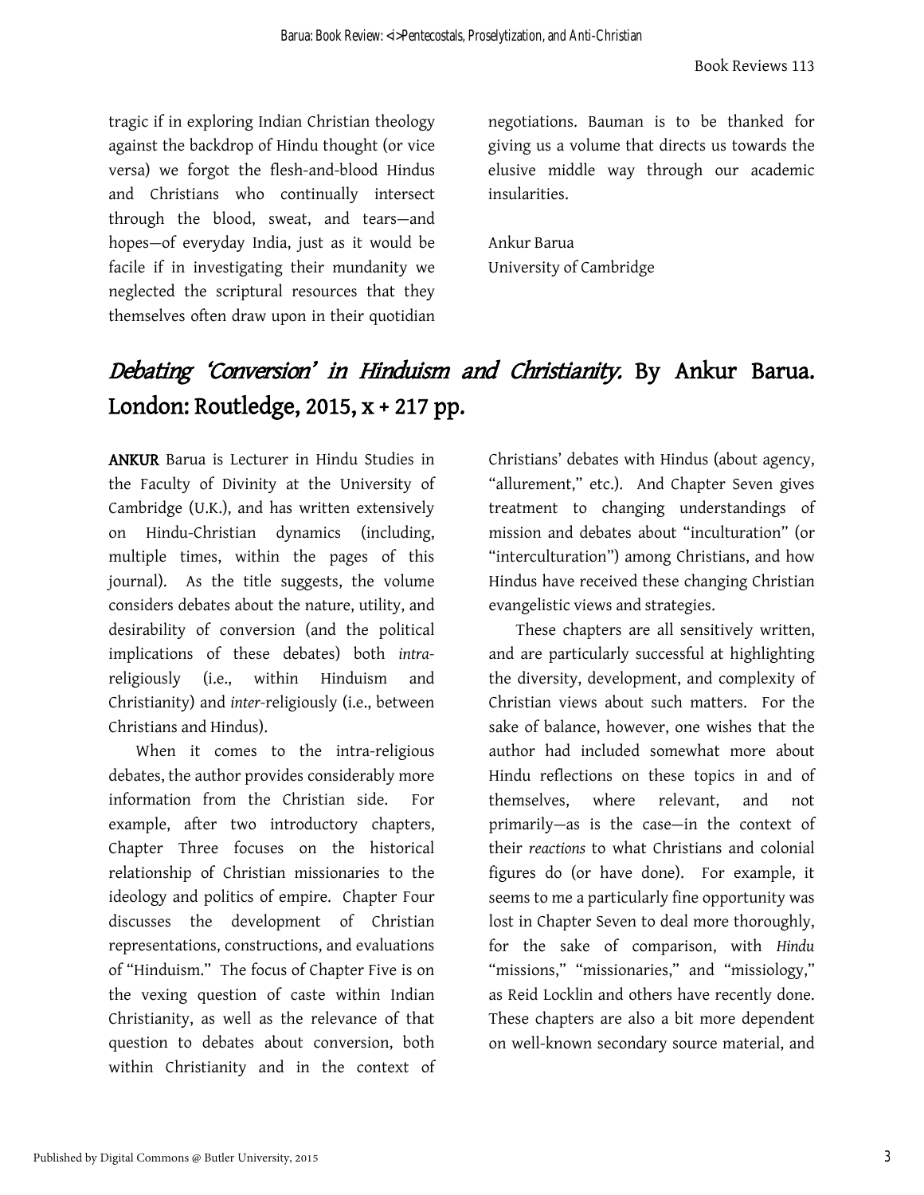tragic if in exploring Indian Christian theology against the backdrop of Hindu thought (or vice versa) we forgot the flesh-and-blood Hindus and Christians who continually intersect through the blood, sweat, and tears—and hopes—of everyday India, just as it would be facile if in investigating their mundanity we neglected the scriptural resources that they themselves often draw upon in their quotidian negotiations. Bauman is to be thanked for giving us a volume that directs us towards the elusive middle way through our academic insularities.

Ankur Barua
University of Cambridge

## *Debating 'Conversion' in Hinduism and Christianity.* By Ankur Barua. London: Routledge, 2015, x + 217 pp.

**ANKUR** Barua is Lecturer in Hindu Studies in the Faculty of Divinity at the University of Cambridge (U.K.), and has written extensively on Hindu-Christian dynamics (including, multiple times, within the pages of this journal). As the title suggests, the volume considers debates about the nature, utility, and desirability of conversion (and the political implications of these debates) both *intra*-religiously (i.e., within Hinduism and Christianity) and *inter*-religiously (i.e., between Christians and Hindus).

When it comes to the intra-religious debates, the author provides considerably more information from the Christian side. For example, after two introductory chapters, Chapter Three focuses on the historical relationship of Christian missionaries to the ideology and politics of empire. Chapter Four discusses the development of Christian representations, constructions, and evaluations of "Hinduism." The focus of Chapter Five is on the vexing question of caste within Indian Christianity, as well as the relevance of that question to debates about conversion, both within Christianity and in the context of Christians' debates with Hindus (about agency, "allurement," etc.). And Chapter Seven gives treatment to changing understandings of mission and debates about "inculturation" (or "interculturation") among Christians, and how Hindus have received these changing Christian evangelistic views and strategies.

These chapters are all sensitively written, and are particularly successful at highlighting the diversity, development, and complexity of Christian views about such matters. For the sake of balance, however, one wishes that the author had included somewhat more about Hindu reflections on these topics in and of themselves, where relevant, and not primarily—as is the case—in the context of their *reactions* to what Christians and colonial figures do (or have done). For example, it seems to me a particularly fine opportunity was lost in Chapter Seven to deal more thoroughly, for the sake of comparison, with *Hindu* "missions," "missionaries," and "missiology," as Reid Locklin and others have recently done. These chapters are also a bit more dependent on well-known secondary source material, and